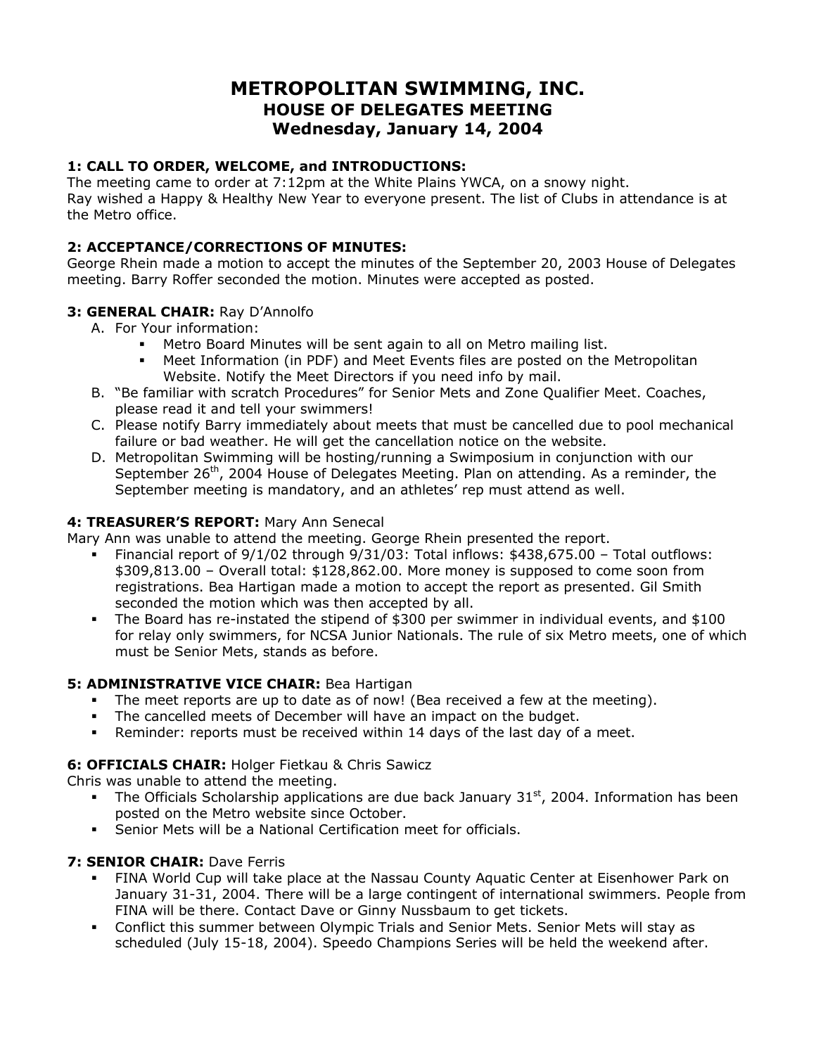# METROPOLITAN SWIMMING, INC.
## HOUSE OF DELEGATES MEETING
## Wednesday, January 14, 2004

### 1: CALL TO ORDER, WELCOME, and INTRODUCTIONS:

The meeting came to order at 7:12pm at the White Plains YWCA, on a snowy night.
Ray wished a Happy & Healthy New Year to everyone present. The list of Clubs in attendance is at the Metro office.

### 2: ACCEPTANCE/CORRECTIONS OF MINUTES:

George Rhein made a motion to accept the minutes of the September 20, 2003 House of Delegates meeting. Barry Roffer seconded the motion. Minutes were accepted as posted.

### 3: GENERAL CHAIR: Ray D'Annolfo

A. For Your information:
   - Metro Board Minutes will be sent again to all on Metro mailing list.
   - Meet Information (in PDF) and Meet Events files are posted on the Metropolitan Website. Notify the Meet Directors if you need info by mail.

B. "Be familiar with scratch Procedures" for Senior Mets and Zone Qualifier Meet. Coaches, please read it and tell your swimmers!

C. Please notify Barry immediately about meets that must be cancelled due to pool mechanical failure or bad weather. He will get the cancellation notice on the website.

D. Metropolitan Swimming will be hosting/running a Swimposium in conjunction with our September 26th, 2004 House of Delegates Meeting. Plan on attending. As a reminder, the September meeting is mandatory, and an athletes' rep must attend as well.

### 4: TREASURER'S REPORT: Mary Ann Senecal

Mary Ann was unable to attend the meeting. George Rhein presented the report.

- Financial report of 9/1/02 through 9/31/03: Total inflows: $438,675.00 – Total outflows: $309,813.00 – Overall total: $128,862.00. More money is supposed to come soon from registrations. Bea Hartigan made a motion to accept the report as presented. Gil Smith seconded the motion which was then accepted by all.
- The Board has re-instated the stipend of $300 per swimmer in individual events, and $100 for relay only swimmers, for NCSA Junior Nationals. The rule of six Metro meets, one of which must be Senior Mets, stands as before.

### 5: ADMINISTRATIVE VICE CHAIR: Bea Hartigan

- The meet reports are up to date as of now! (Bea received a few at the meeting).
- The cancelled meets of December will have an impact on the budget.
- Reminder: reports must be received within 14 days of the last day of a meet.

### 6: OFFICIALS CHAIR: Holger Fietkau & Chris Sawicz

Chris was unable to attend the meeting.

- The Officials Scholarship applications are due back January 31st, 2004. Information has been posted on the Metro website since October.
- Senior Mets will be a National Certification meet for officials.

### 7: SENIOR CHAIR: Dave Ferris

- FINA World Cup will take place at the Nassau County Aquatic Center at Eisenhower Park on January 31-31, 2004. There will be a large contingent of international swimmers. People from FINA will be there. Contact Dave or Ginny Nussbaum to get tickets.
- Conflict this summer between Olympic Trials and Senior Mets. Senior Mets will stay as scheduled (July 15-18, 2004). Speedo Champions Series will be held the weekend after.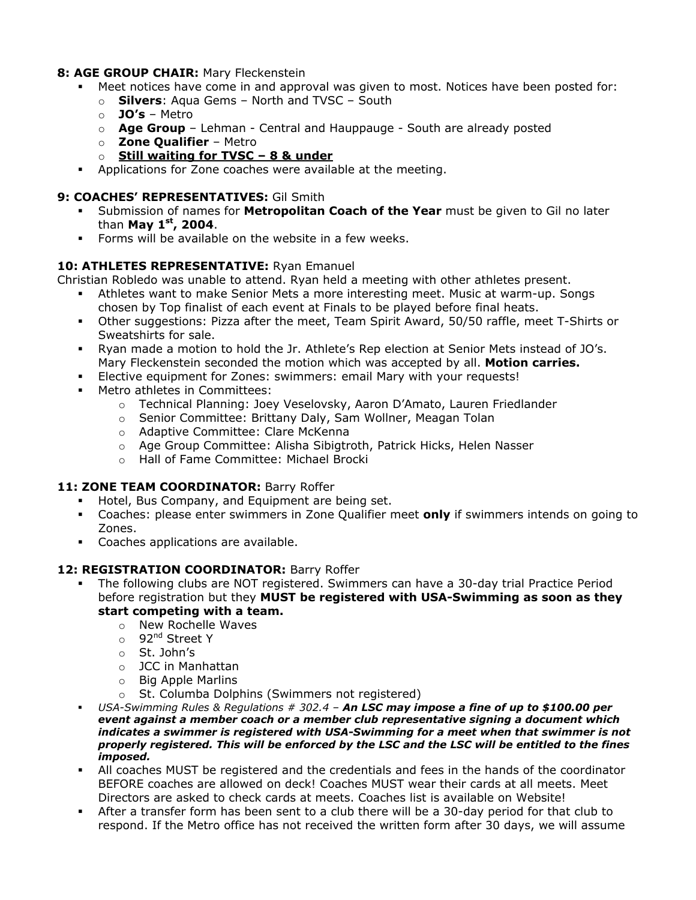**8: AGE GROUP CHAIR:** Mary Fleckenstein

- Meet notices have come in and approval was given to most. Notices have been posted for:
  - **Silvers**: Aqua Gems – North and TVSC – South
  - **JO's** – Metro
  - **Age Group** – Lehman - Central and Hauppauge - South are already posted
  - **Zone Qualifier** – Metro
  - <u>**Still waiting for TVSC – 8 & under**</u>
- Applications for Zone coaches were available at the meeting.

**9: COACHES' REPRESENTATIVES:** Gil Smith

- Submission of names for **Metropolitan Coach of the Year** must be given to Gil no later than **May 1st, 2004**.
- Forms will be available on the website in a few weeks.

**10: ATHLETES REPRESENTATIVE:** Ryan Emanuel

Christian Robledo was unable to attend. Ryan held a meeting with other athletes present.

- Athletes want to make Senior Mets a more interesting meet. Music at warm-up. Songs chosen by Top finalist of each event at Finals to be played before final heats.
- Other suggestions: Pizza after the meet, Team Spirit Award, 50/50 raffle, meet T-Shirts or Sweatshirts for sale.
- Ryan made a motion to hold the Jr. Athlete's Rep election at Senior Mets instead of JO's. Mary Fleckenstein seconded the motion which was accepted by all. **Motion carries.**
- Elective equipment for Zones: swimmers: email Mary with your requests!
- Metro athletes in Committees:
  - Technical Planning: Joey Veselovsky, Aaron D'Amato, Lauren Friedlander
  - Senior Committee: Brittany Daly, Sam Wollner, Meagan Tolan
  - Adaptive Committee: Clare McKenna
  - Age Group Committee: Alisha Sibigtroth, Patrick Hicks, Helen Nasser
  - Hall of Fame Committee: Michael Brocki

**11: ZONE TEAM COORDINATOR:** Barry Roffer

- Hotel, Bus Company, and Equipment are being set.
- Coaches: please enter swimmers in Zone Qualifier meet **only** if swimmers intends on going to Zones.
- Coaches applications are available.

**12: REGISTRATION COORDINATOR:** Barry Roffer

- The following clubs are NOT registered. Swimmers can have a 30-day trial Practice Period before registration but they **MUST be registered with USA-Swimming as soon as they start competing with a team.**
  - New Rochelle Waves
  - 92nd Street Y
  - St. John's
  - JCC in Manhattan
  - Big Apple Marlins
  - St. Columba Dolphins (Swimmers not registered)
- *USA-Swimming Rules & Regulations # 302.4 –* ***An LSC may impose a fine of up to $100.00 per event against a member coach or a member club representative signing a document which indicates a swimmer is registered with USA-Swimming for a meet when that swimmer is not properly registered. This will be enforced by the LSC and the LSC will be entitled to the fines imposed.***
- All coaches MUST be registered and the credentials and fees in the hands of the coordinator BEFORE coaches are allowed on deck! Coaches MUST wear their cards at all meets. Meet Directors are asked to check cards at meets. Coaches list is available on Website!
- After a transfer form has been sent to a club there will be a 30-day period for that club to respond. If the Metro office has not received the written form after 30 days, we will assume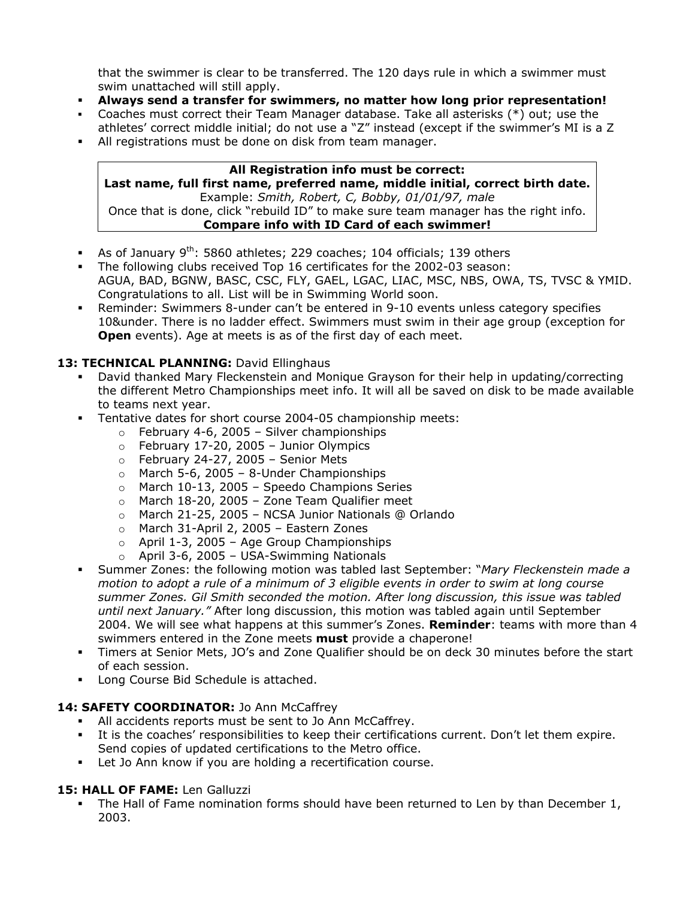that the swimmer is clear to be transferred. The 120 days rule in which a swimmer must swim unattached will still apply.

- **Always send a transfer for swimmers, no matter how long prior representation!**
- Coaches must correct their Team Manager database. Take all asterisks (*) out; use the athletes' correct middle initial; do not use a "Z" instead (except if the swimmer's MI is a Z
- All registrations must be done on disk from team manager.

> **All Registration info must be correct:**
> **Last name, full first name, preferred name, middle initial, correct birth date.**
> Example: *Smith, Robert, C, Bobby, 01/01/97, male*
> Once that is done, click "rebuild ID" to make sure team manager has the right info.
> **Compare info with ID Card of each swimmer!**

- As of January 9th: 5860 athletes; 229 coaches; 104 officials; 139 others
- The following clubs received Top 16 certificates for the 2002-03 season: AGUA, BAD, BGNW, BASC, CSC, FLY, GAEL, LGAC, LIAC, MSC, NBS, OWA, TS, TVSC & YMID. Congratulations to all. List will be in Swimming World soon.
- Reminder: Swimmers 8-under can't be entered in 9-10 events unless category specifies 10&under. There is no ladder effect. Swimmers must swim in their age group (exception for **Open** events). Age at meets is as of the first day of each meet.

**13: TECHNICAL PLANNING:** David Ellinghaus

- David thanked Mary Fleckenstein and Monique Grayson for their help in updating/correcting the different Metro Championships meet info. It will all be saved on disk to be made available to teams next year.
- Tentative dates for short course 2004-05 championship meets:
  - February 4-6, 2005 – Silver championships
  - February 17-20, 2005 – Junior Olympics
  - February 24-27, 2005 – Senior Mets
  - March 5-6, 2005 – 8-Under Championships
  - March 10-13, 2005 – Speedo Champions Series
  - March 18-20, 2005 – Zone Team Qualifier meet
  - March 21-25, 2005 – NCSA Junior Nationals @ Orlando
  - March 31-April 2, 2005 – Eastern Zones
  - April 1-3, 2005 – Age Group Championships
  - April 3-6, 2005 – USA-Swimming Nationals
- Summer Zones: the following motion was tabled last September: "*Mary Fleckenstein made a motion to adopt a rule of a minimum of 3 eligible events in order to swim at long course summer Zones. Gil Smith seconded the motion. After long discussion, this issue was tabled until next January."* After long discussion, this motion was tabled again until September 2004. We will see what happens at this summer's Zones. **Reminder**: teams with more than 4 swimmers entered in the Zone meets **must** provide a chaperone!
- Timers at Senior Mets, JO's and Zone Qualifier should be on deck 30 minutes before the start of each session.
- Long Course Bid Schedule is attached.

**14: SAFETY COORDINATOR:** Jo Ann McCaffrey

- All accidents reports must be sent to Jo Ann McCaffrey.
- It is the coaches' responsibilities to keep their certifications current. Don't let them expire. Send copies of updated certifications to the Metro office.
- Let Jo Ann know if you are holding a recertification course.

**15: HALL OF FAME:** Len Galluzzi

- The Hall of Fame nomination forms should have been returned to Len by than December 1, 2003.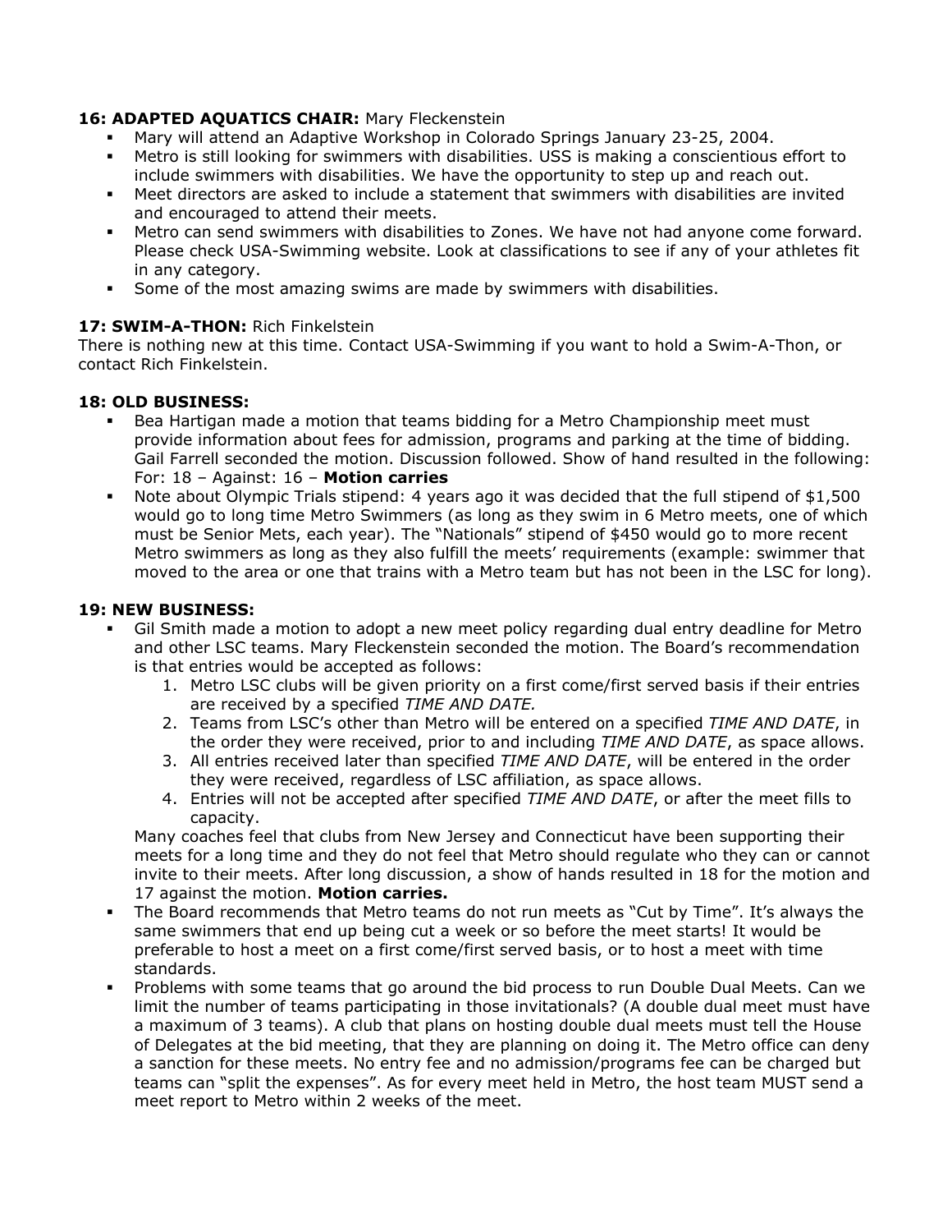**16: ADAPTED AQUATICS CHAIR:** Mary Fleckenstein

- Mary will attend an Adaptive Workshop in Colorado Springs January 23-25, 2004.
- Metro is still looking for swimmers with disabilities. USS is making a conscientious effort to include swimmers with disabilities. We have the opportunity to step up and reach out.
- Meet directors are asked to include a statement that swimmers with disabilities are invited and encouraged to attend their meets.
- Metro can send swimmers with disabilities to Zones. We have not had anyone come forward. Please check USA-Swimming website. Look at classifications to see if any of your athletes fit in any category.
- Some of the most amazing swims are made by swimmers with disabilities.

**17: SWIM-A-THON:** Rich Finkelstein

There is nothing new at this time. Contact USA-Swimming if you want to hold a Swim-A-Thon, or contact Rich Finkelstein.

**18: OLD BUSINESS:**

- Bea Hartigan made a motion that teams bidding for a Metro Championship meet must provide information about fees for admission, programs and parking at the time of bidding. Gail Farrell seconded the motion. Discussion followed. Show of hand resulted in the following: For: 18 – Against: 16 – **Motion carries**
- Note about Olympic Trials stipend: 4 years ago it was decided that the full stipend of $1,500 would go to long time Metro Swimmers (as long as they swim in 6 Metro meets, one of which must be Senior Mets, each year). The "Nationals" stipend of $450 would go to more recent Metro swimmers as long as they also fulfill the meets' requirements (example: swimmer that moved to the area or one that trains with a Metro team but has not been in the LSC for long).

**19: NEW BUSINESS:**

- Gil Smith made a motion to adopt a new meet policy regarding dual entry deadline for Metro and other LSC teams. Mary Fleckenstein seconded the motion. The Board's recommendation is that entries would be accepted as follows:
  1. Metro LSC clubs will be given priority on a first come/first served basis if their entries are received by a specified *TIME AND DATE.*
  2. Teams from LSC's other than Metro will be entered on a specified *TIME AND DATE*, in the order they were received, prior to and including *TIME AND DATE*, as space allows.
  3. All entries received later than specified *TIME AND DATE*, will be entered in the order they were received, regardless of LSC affiliation, as space allows.
  4. Entries will not be accepted after specified *TIME AND DATE*, or after the meet fills to capacity.

  Many coaches feel that clubs from New Jersey and Connecticut have been supporting their meets for a long time and they do not feel that Metro should regulate who they can or cannot invite to their meets. After long discussion, a show of hands resulted in 18 for the motion and 17 against the motion. **Motion carries.**
- The Board recommends that Metro teams do not run meets as "Cut by Time". It's always the same swimmers that end up being cut a week or so before the meet starts! It would be preferable to host a meet on a first come/first served basis, or to host a meet with time standards.
- Problems with some teams that go around the bid process to run Double Dual Meets. Can we limit the number of teams participating in those invitationals? (A double dual meet must have a maximum of 3 teams). A club that plans on hosting double dual meets must tell the House of Delegates at the bid meeting, that they are planning on doing it. The Metro office can deny a sanction for these meets. No entry fee and no admission/programs fee can be charged but teams can "split the expenses". As for every meet held in Metro, the host team MUST send a meet report to Metro within 2 weeks of the meet.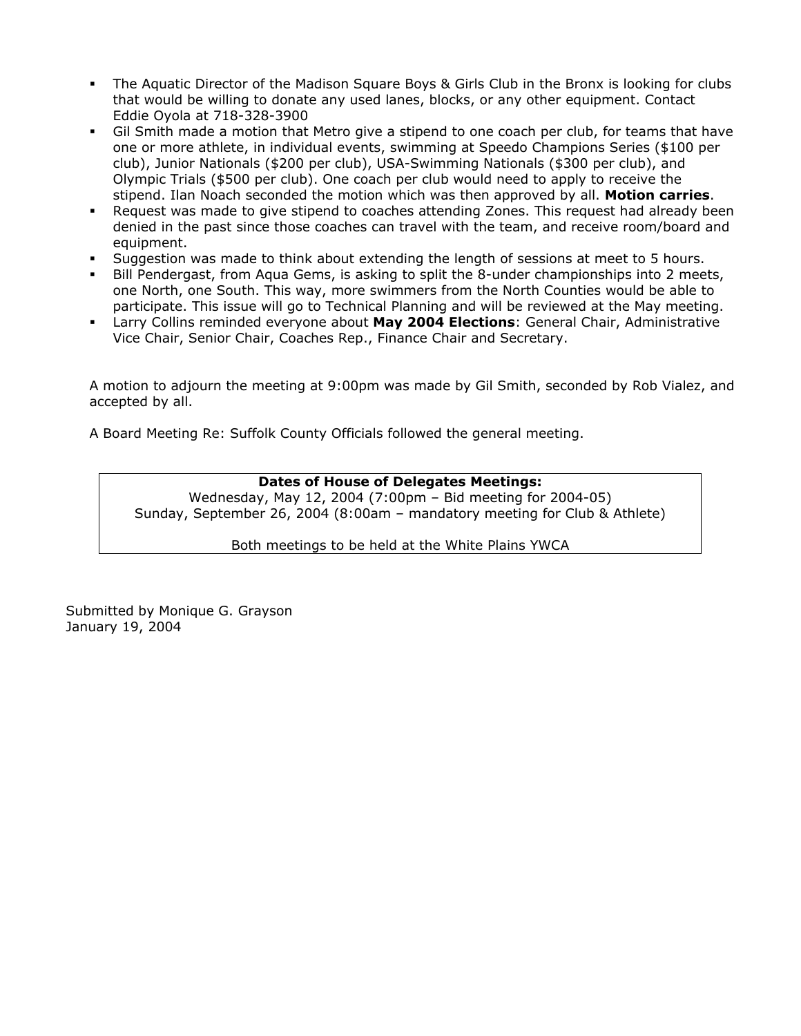- The Aquatic Director of the Madison Square Boys & Girls Club in the Bronx is looking for clubs that would be willing to donate any used lanes, blocks, or any other equipment. Contact Eddie Oyola at 718-328-3900
- Gil Smith made a motion that Metro give a stipend to one coach per club, for teams that have one or more athlete, in individual events, swimming at Speedo Champions Series ($100 per club), Junior Nationals ($200 per club), USA-Swimming Nationals ($300 per club), and Olympic Trials ($500 per club). One coach per club would need to apply to receive the stipend. Ilan Noach seconded the motion which was then approved by all. **Motion carries**.
- Request was made to give stipend to coaches attending Zones. This request had already been denied in the past since those coaches can travel with the team, and receive room/board and equipment.
- Suggestion was made to think about extending the length of sessions at meet to 5 hours.
- Bill Pendergast, from Aqua Gems, is asking to split the 8-under championships into 2 meets, one North, one South. This way, more swimmers from the North Counties would be able to participate. This issue will go to Technical Planning and will be reviewed at the May meeting.
- Larry Collins reminded everyone about **May 2004 Elections**: General Chair, Administrative Vice Chair, Senior Chair, Coaches Rep., Finance Chair and Secretary.

A motion to adjourn the meeting at 9:00pm was made by Gil Smith, seconded by Rob Vialez, and accepted by all.

A Board Meeting Re: Suffolk County Officials followed the general meeting.

**Dates of House of Delegates Meetings:**

Wednesday, May 12, 2004 (7:00pm – Bid meeting for 2004-05)
Sunday, September 26, 2004 (8:00am – mandatory meeting for Club & Athlete)

Both meetings to be held at the White Plains YWCA

Submitted by Monique G. Grayson
January 19, 2004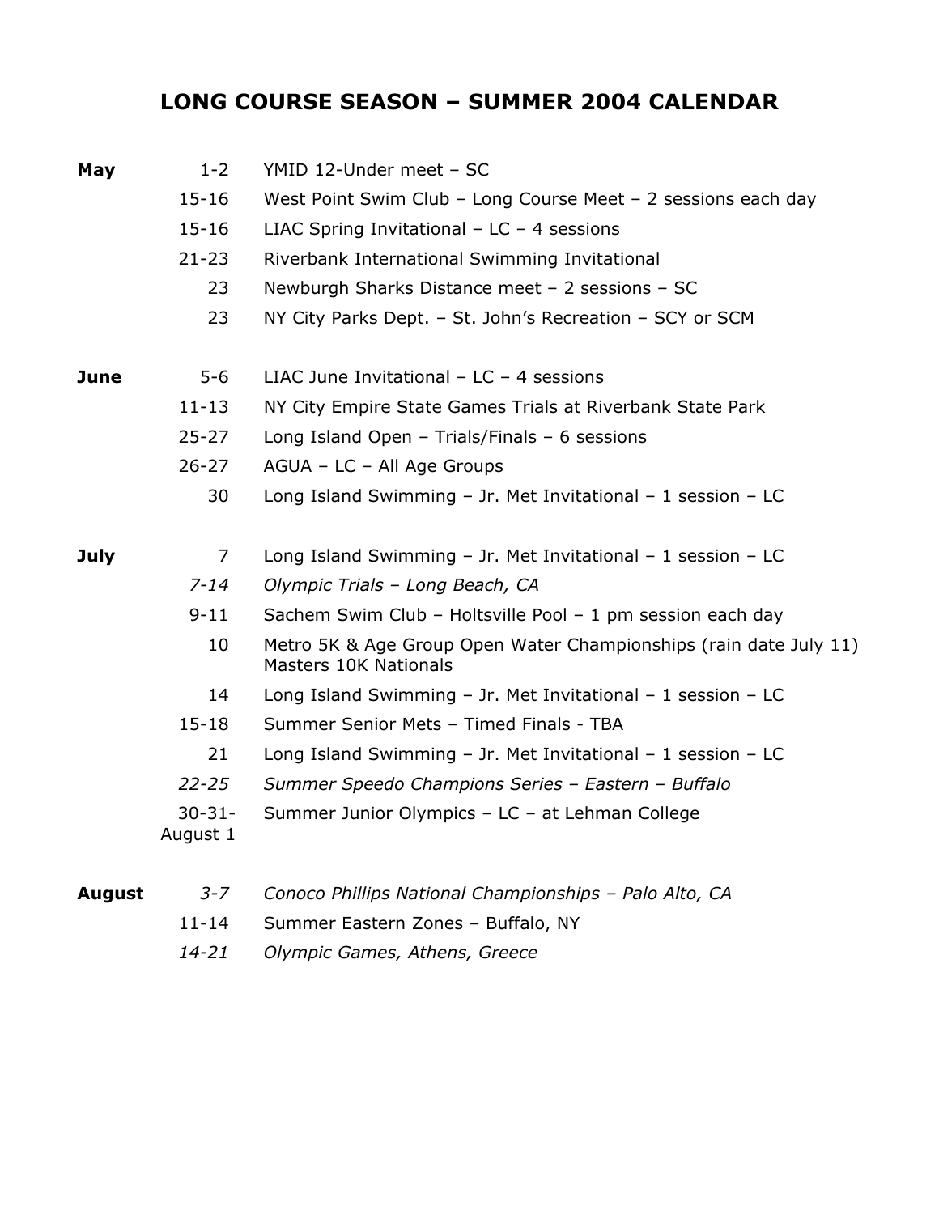# LONG COURSE SEASON – SUMMER 2004 CALENDAR

| | | |
|---|---|---|
| **May** | 1-2 | YMID 12-Under meet – SC |
| | 15-16 | West Point Swim Club – Long Course Meet – 2 sessions each day |
| | 15-16 | LIAC Spring Invitational – LC – 4 sessions |
| | 21-23 | Riverbank International Swimming Invitational |
| | 23 | Newburgh Sharks Distance meet – 2 sessions – SC |
| | 23 | NY City Parks Dept. – St. John's Recreation – SCY or SCM |
| **June** | 5-6 | LIAC June Invitational – LC – 4 sessions |
| | 11-13 | NY City Empire State Games Trials at Riverbank State Park |
| | 25-27 | Long Island Open – Trials/Finals – 6 sessions |
| | 26-27 | AGUA – LC – All Age Groups |
| | 30 | Long Island Swimming – Jr. Met Invitational – 1 session – LC |
| **July** | 7 | Long Island Swimming – Jr. Met Invitational – 1 session – LC |
| | *7-14* | *Olympic Trials – Long Beach, CA* |
| | 9-11 | Sachem Swim Club – Holtsville Pool – 1 pm session each day |
| | 10 | Metro 5K & Age Group Open Water Championships (rain date July 11) Masters 10K Nationals |
| | 14 | Long Island Swimming – Jr. Met Invitational – 1 session – LC |
| | 15-18 | Summer Senior Mets – Timed Finals - TBA |
| | 21 | Long Island Swimming – Jr. Met Invitational – 1 session – LC |
| | *22-25* | *Summer Speedo Champions Series – Eastern – Buffalo* |
| | 30-31-August 1 | Summer Junior Olympics – LC – at Lehman College |
| **August** | *3-7* | *Conoco Phillips National Championships – Palo Alto, CA* |
| | 11-14 | Summer Eastern Zones – Buffalo, NY |
| | *14-21* | *Olympic Games, Athens, Greece* |